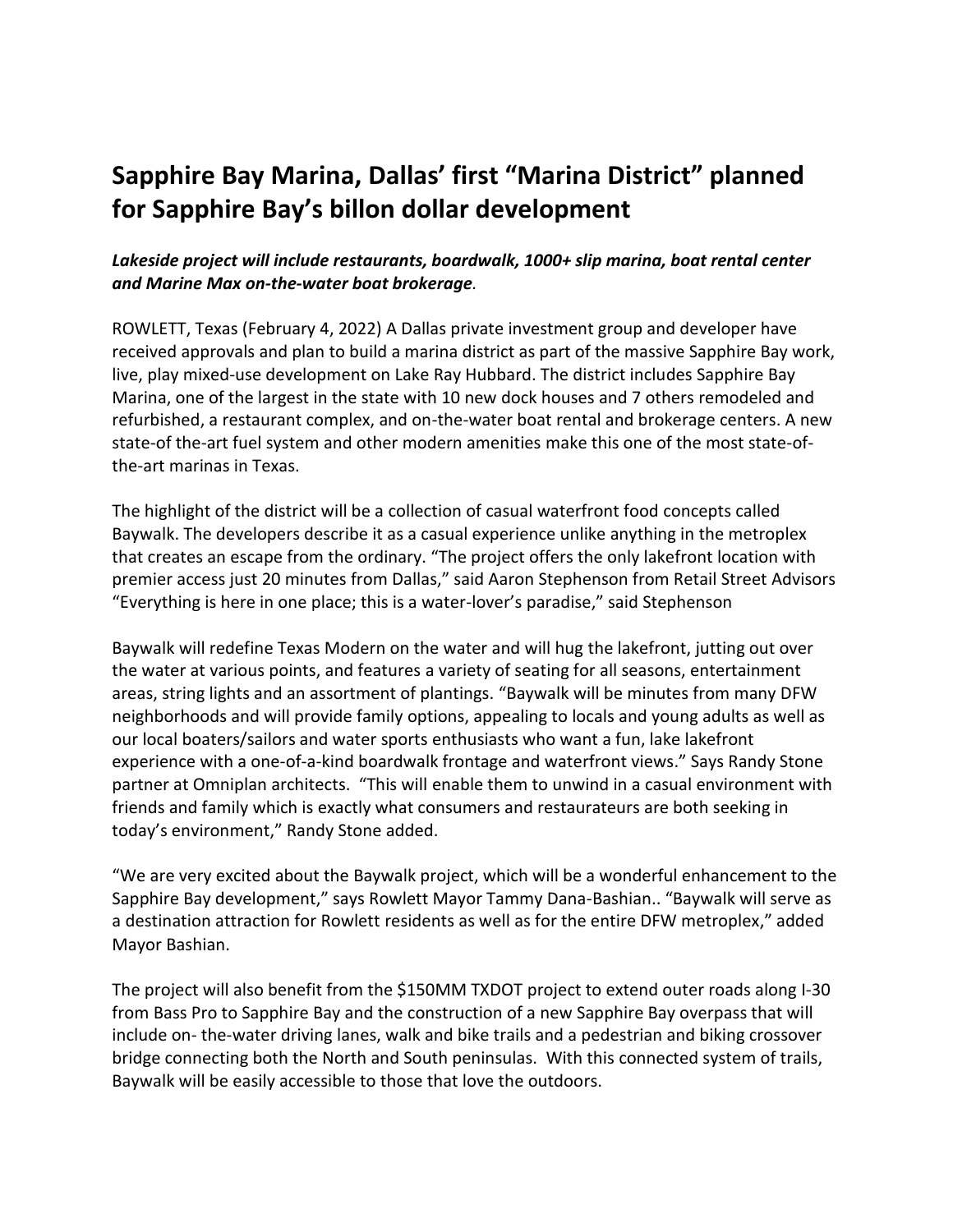# Sapphire Bay Marina, Dallas' first "Marina District" planned for Sapphire Bay's billon dollar development

***Lakeside project will include restaurants, boardwalk, 1000+ slip marina, boat rental center and Marine Max on-the-water boat brokerage*.**

ROWLETT, Texas (February 4, 2022) A Dallas private investment group and developer have received approvals and plan to build a marina district as part of the massive Sapphire Bay work, live, play mixed-use development on Lake Ray Hubbard. The district includes Sapphire Bay Marina, one of the largest in the state with 10 new dock houses and 7 others remodeled and refurbished, a restaurant complex, and on-the-water boat rental and brokerage centers. A new state-of the-art fuel system and other modern amenities make this one of the most state-of-the-art marinas in Texas.

The highlight of the district will be a collection of casual waterfront food concepts called Baywalk. The developers describe it as a casual experience unlike anything in the metroplex that creates an escape from the ordinary. "The project offers the only lakefront location with premier access just 20 minutes from Dallas," said Aaron Stephenson from Retail Street Advisors "Everything is here in one place; this is a water-lover's paradise," said Stephenson

Baywalk will redefine Texas Modern on the water and will hug the lakefront, jutting out over the water at various points, and features a variety of seating for all seasons, entertainment areas, string lights and an assortment of plantings. "Baywalk will be minutes from many DFW neighborhoods and will provide family options, appealing to locals and young adults as well as our local boaters/sailors and water sports enthusiasts who want a fun, lake lakefront experience with a one-of-a-kind boardwalk frontage and waterfront views." Says Randy Stone partner at Omniplan architects. "This will enable them to unwind in a casual environment with friends and family which is exactly what consumers and restaurateurs are both seeking in today's environment," Randy Stone added.

"We are very excited about the Baywalk project, which will be a wonderful enhancement to the Sapphire Bay development," says Rowlett Mayor Tammy Dana-Bashian.. "Baywalk will serve as a destination attraction for Rowlett residents as well as for the entire DFW metroplex," added Mayor Bashian.

The project will also benefit from the $150MM TXDOT project to extend outer roads along I-30 from Bass Pro to Sapphire Bay and the construction of a new Sapphire Bay overpass that will include on- the-water driving lanes, walk and bike trails and a pedestrian and biking crossover bridge connecting both the North and South peninsulas. With this connected system of trails, Baywalk will be easily accessible to those that love the outdoors.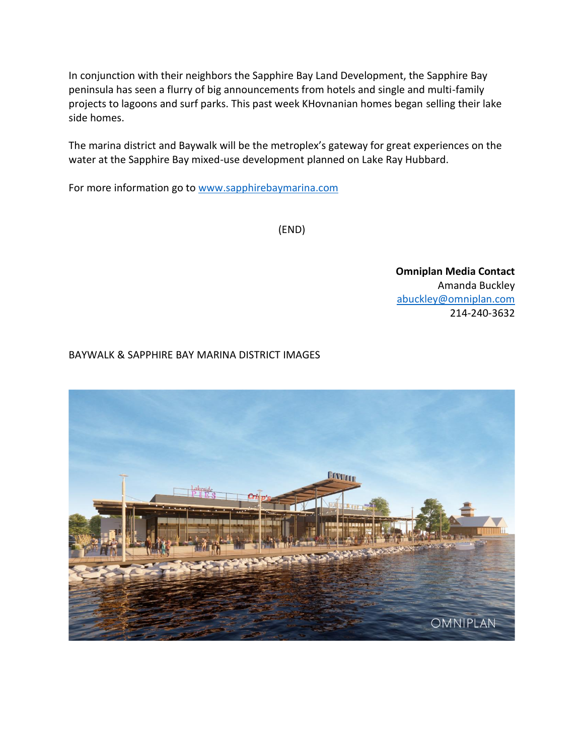In conjunction with their neighbors the Sapphire Bay Land Development, the Sapphire Bay peninsula has seen a flurry of big announcements from hotels and single and multi-family projects to lagoons and surf parks. This past week KHovnanian homes began selling their lake side homes.

The marina district and Baywalk will be the metroplex's gateway for great experiences on the water at the Sapphire Bay mixed-use development planned on Lake Ray Hubbard.

For more information go to www.sapphirebaymarina.com

(END)

**Omniplan Media Contact**
Amanda Buckley
abuckley@omniplan.com
214-240-3632

BAYWALK & SAPPHIRE BAY MARINA DISTRICT IMAGES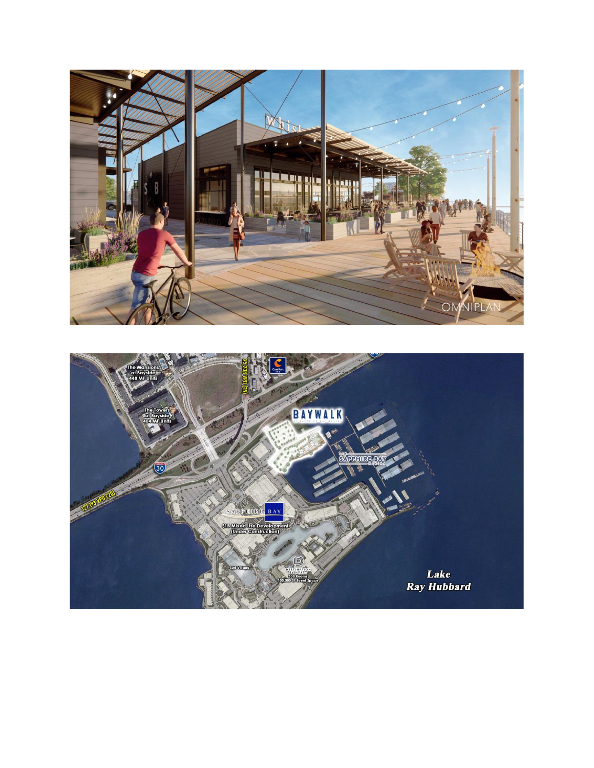OMNIPLAN

The Mansions at Bayside 448 MF Units

The Towers at Bayside 404 MF Units

25,238 VPD (19)

Comfort Inn

BAYWALK

SAPPHIRE BAY MARINA

30

127,193 VPD ('20)

SAPPHIRE BAY

$1B Mixed Use Development (Under Construction)

Surf Village

DESTINATION BY HYATT 500 Rooms 100,000 SF Event Space

Lake Ray Hubbard